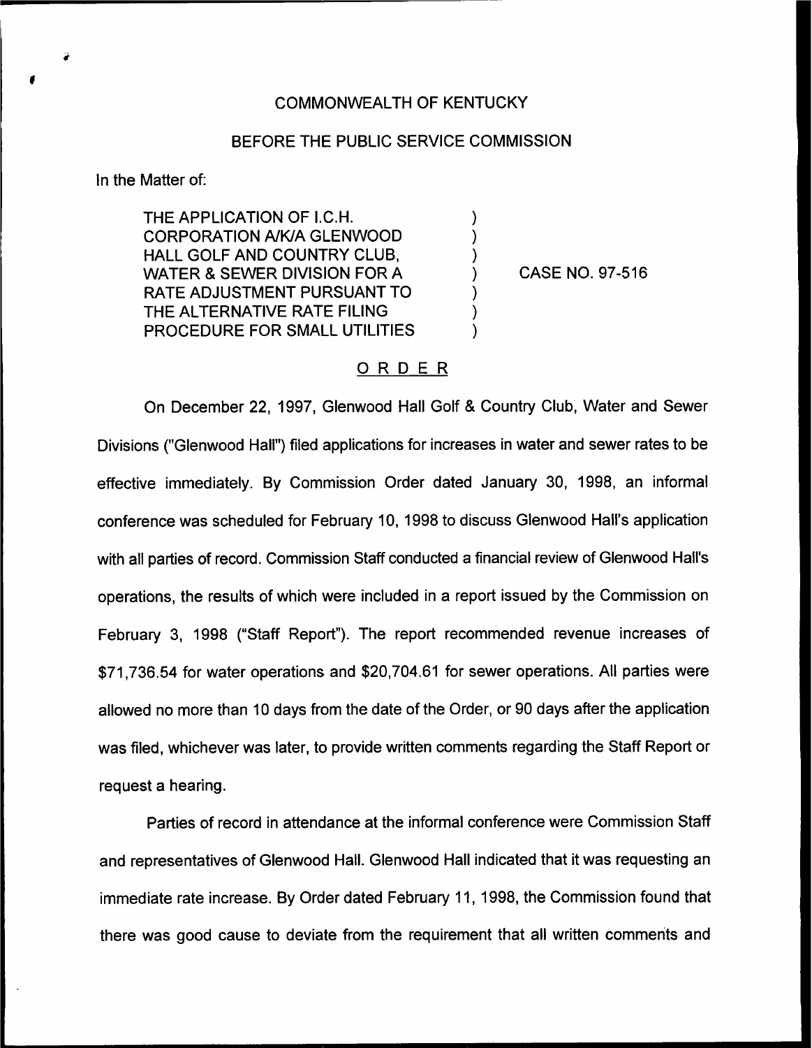COMMONWEALTH OF KENTUCKY

BEFORE THE PUBLIC SERVICE COMMISSION

In the Matter of:

THE APPLICATION OF I.C.H. CORPORATION A/K/A GLENWOOD HALL GOLF AND COUNTRY CLUB, WATER & SEWER DIVISION FOR A RATE ADJUSTMENT PURSUANT TO THE ALTERNATIVE RATE FILING PROCEDURE FOR SMALL UTILITIES ) CASE NO. 97-516

## ORDER

On December 22, 1997, Glenwood Hall Golf & Country Club, Water and Sewer Divisions ("Glenwood Hall") filed applications for increases in water and sewer rates to be effective immediately. By Commission Order dated January 30, 1998, an informal conference was scheduled for February 10, 1998 to discuss Glenwood Hall's application with all parties of record. Commission Staff conducted a financial review of Glenwood Hall's operations, the results of which were included in a report issued by the Commission on February 3, 1998 ("Staff Report"). The report recommended revenue increases of $71,736.54 for water operations and $20,704.61 for sewer operations. All parties were allowed no more than 10 days from the date of the Order, or 90 days after the application was filed, whichever was later, to provide written comments regarding the Staff Report or request a hearing.

Parties of record in attendance at the informal conference were Commission Staff and representatives of Glenwood Hall. Glenwood Hall indicated that it was requesting an immediate rate increase. By Order dated February 11, 1998, the Commission found that there was good cause to deviate from the requirement that all written comments and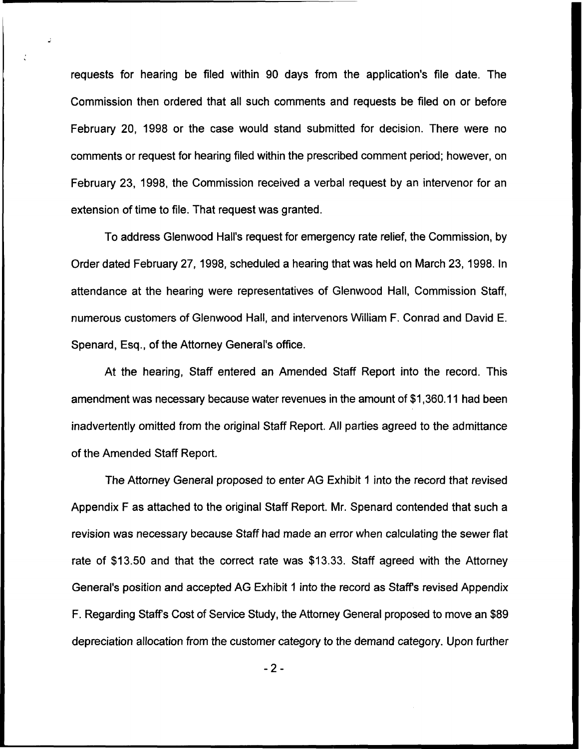requests for hearing be filed within 90 days from the application's file date. The Commission then ordered that all such comments and requests be filed on or before February 20, 1998 or the case would stand submitted for decision. There were no comments or request for hearing filed within the prescribed comment period; however, on February 23, 1998, the Commission received a verbal request by an intervenor for an extension of time to file. That request was granted.

To address Glenwood Hall's request for emergency rate relief, the Commission, by Order dated February 27, 1998, scheduled a hearing that was held on March 23, 1998. In attendance at the hearing were representatives of Glenwood Hall, Commission Staff, numerous customers of Glenwood Hall, and intervenors William F. Conrad and David E. Spenard, Esq., of the Attorney General's office.

At the hearing, Staff entered an Amended Staff Report into the record. This amendment was necessary because water revenues in the amount of $1,360.11 had been inadvertently omitted from the original Staff Report. All parties agreed to the admittance of the Amended Staff Report.

The Attorney General proposed to enter AG Exhibit 1 into the record that revised Appendix F as attached to the original Staff Report. Mr. Spenard contended that such a revision was necessary because Staff had made an error when calculating the sewer flat rate of $13.50 and that the correct rate was $13.33. Staff agreed with the Attorney General's position and accepted AG Exhibit 1 into the record as Staff's revised Appendix F. Regarding Staff's Cost of Service Study, the Attorney General proposed to move an $89 depreciation allocation from the customer category to the demand category. Upon further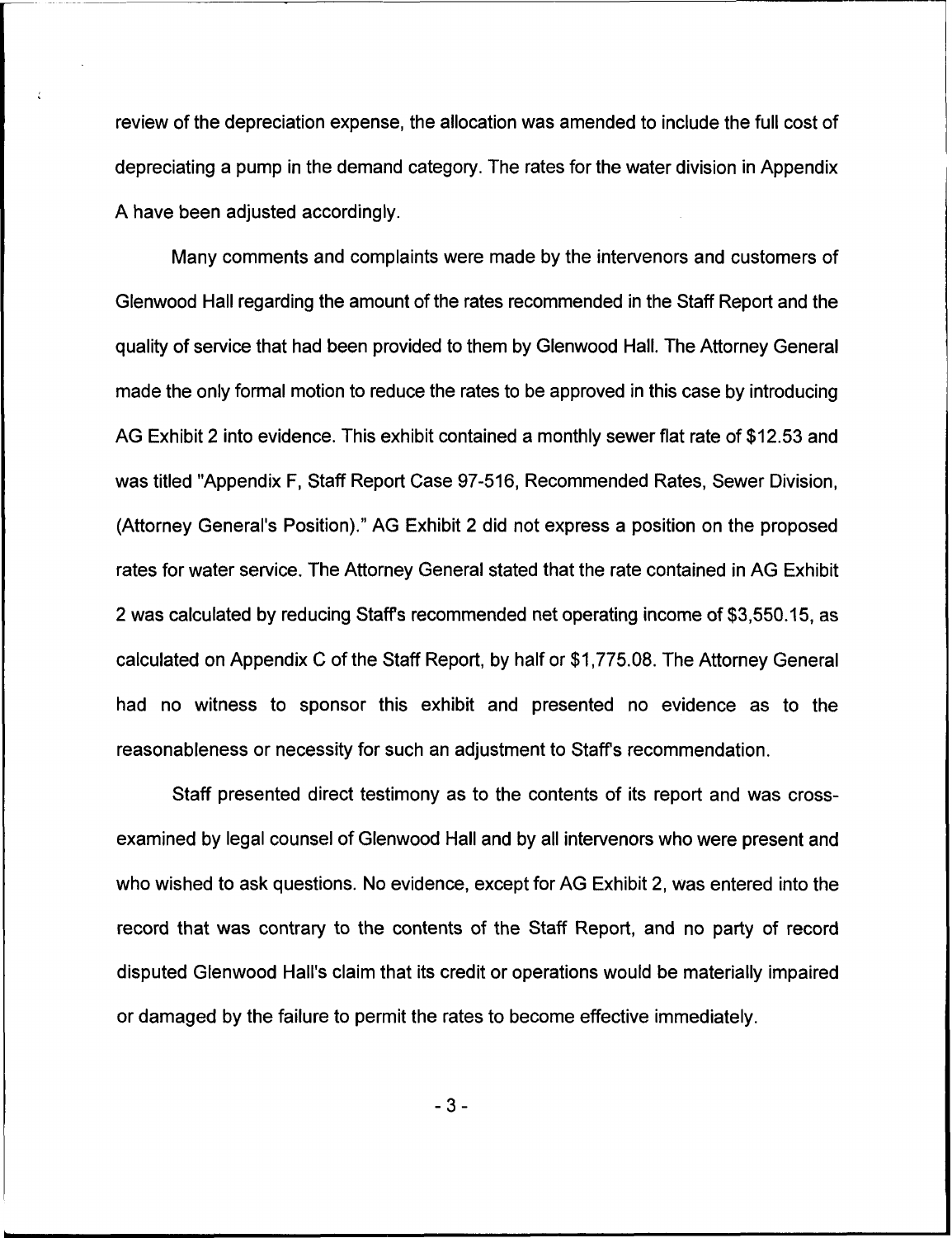review of the depreciation expense, the allocation was amended to include the full cost of depreciating a pump in the demand category. The rates for the water division in Appendix A have been adjusted accordingly.

Many comments and complaints were made by the intervenors and customers of Glenwood Hall regarding the amount of the rates recommended in the Staff Report and the quality of service that had been provided to them by Glenwood Hall. The Attorney General made the only formal motion to reduce the rates to be approved in this case by introducing AG Exhibit 2 into evidence. This exhibit contained a monthly sewer flat rate of $12.53 and was titled "Appendix F, Staff Report Case 97-516, Recommended Rates, Sewer Division, (Attorney General's Position)." AG Exhibit 2 did not express a position on the proposed rates for water service. The Attorney General stated that the rate contained in AG Exhibit 2 was calculated by reducing Staff's recommended net operating income of $3,550.15, as calculated on Appendix C of the Staff Report, by half or $1,775.08. The Attorney General had no witness to sponsor this exhibit and presented no evidence as to the reasonableness or necessity for such an adjustment to Staff's recommendation.

Staff presented direct testimony as to the contents of its report and was cross-examined by legal counsel of Glenwood Hall and by all intervenors who were present and who wished to ask questions. No evidence, except for AG Exhibit 2, was entered into the record that was contrary to the contents of the Staff Report, and no party of record disputed Glenwood Hall's claim that its credit or operations would be materially impaired or damaged by the failure to permit the rates to become effective immediately.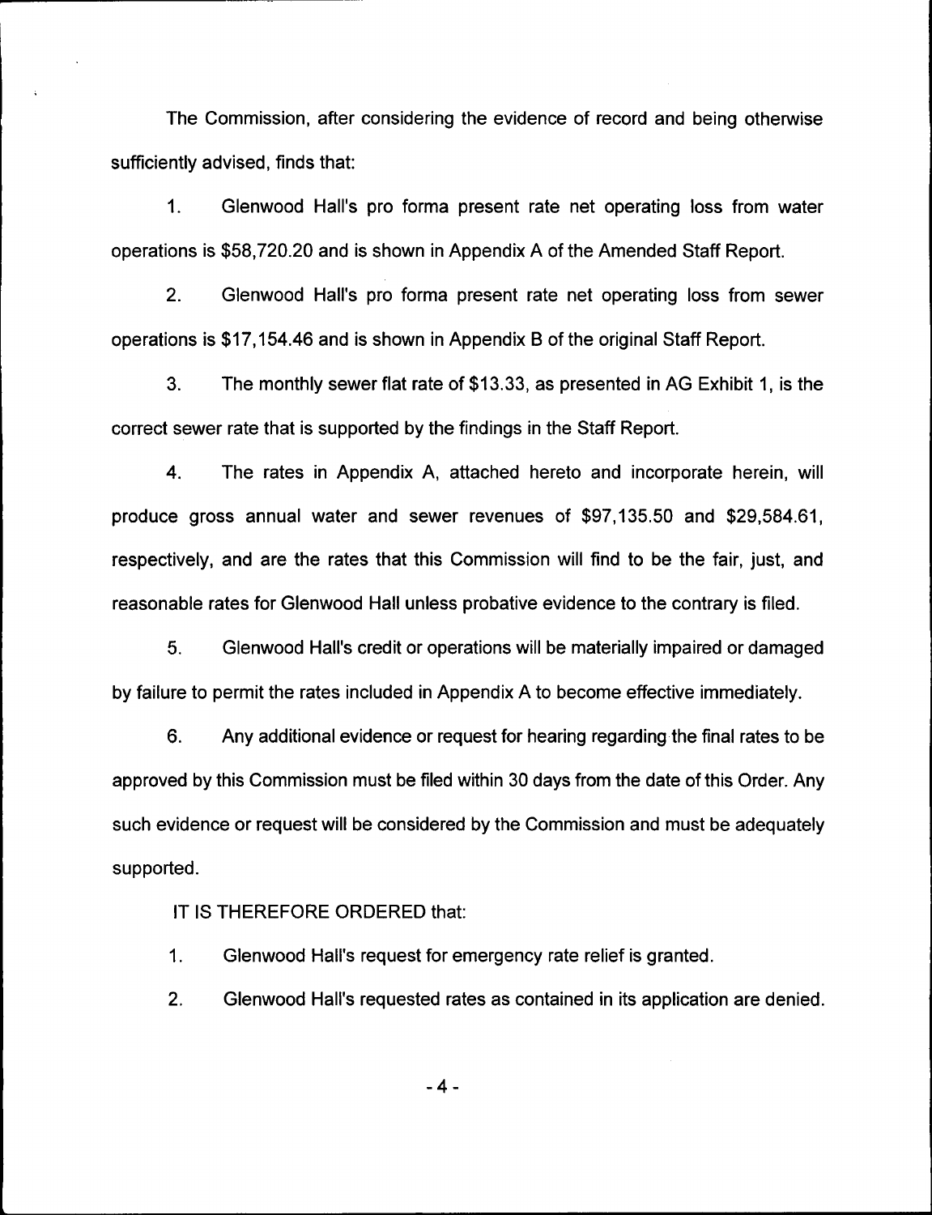The Commission, after considering the evidence of record and being otherwise sufficiently advised, finds that:

1. Glenwood Hall's pro forma present rate net operating loss from water operations is $58,720.20 and is shown in Appendix A of the Amended Staff Report.

2. Glenwood Hall's pro forma present rate net operating loss from sewer operations is $17,154.46 and is shown in Appendix B of the original Staff Report.

3. The monthly sewer flat rate of $13.33, as presented in AG Exhibit 1, is the correct sewer rate that is supported by the findings in the Staff Report.

4. The rates in Appendix A, attached hereto and incorporate herein, will produce gross annual water and sewer revenues of $97,135.50 and $29,584.61, respectively, and are the rates that this Commission will find to be the fair, just, and reasonable rates for Glenwood Hall unless probative evidence to the contrary is filed.

5. Glenwood Hall's credit or operations will be materially impaired or damaged by failure to permit the rates included in Appendix A to become effective immediately.

6. Any additional evidence or request for hearing regarding the final rates to be approved by this Commission must be filed within 30 days from the date of this Order. Any such evidence or request will be considered by the Commission and must be adequately supported.

IT IS THEREFORE ORDERED that:

1. Glenwood Hall's request for emergency rate relief is granted.

2. Glenwood Hall's requested rates as contained in its application are denied.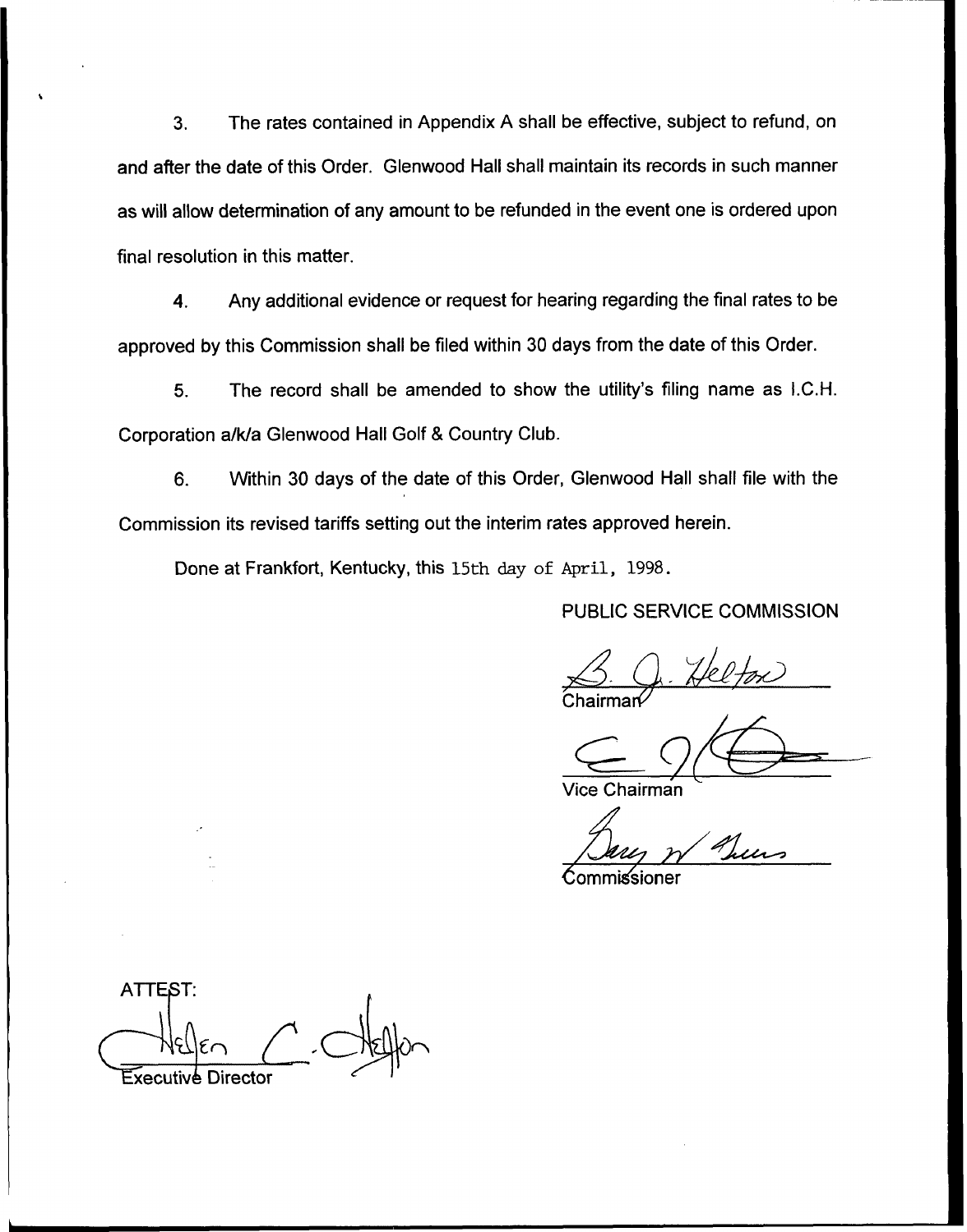3. The rates contained in Appendix A shall be effective, subject to refund, on and after the date of this Order. Glenwood Hall shall maintain its records in such manner as will allow determination of any amount to be refunded in the event one is ordered upon final resolution in this matter.

4. Any additional evidence or request for hearing regarding the final rates to be approved by this Commission shall be filed within 30 days from the date of this Order.

5. The record shall be amended to show the utility's filing name as I.C.H. Corporation a/k/a Glenwood Hall Golf & Country Club.

6. Within 30 days of the date of this Order, Glenwood Hall shall file with the Commission its revised tariffs setting out the interim rates approved herein.

Done at Frankfort, Kentucky, this 15th day of April, 1998.

PUBLIC SERVICE COMMISSION

Chairman

Vice Chairman

Commissioner

ATTEST:

Executive Director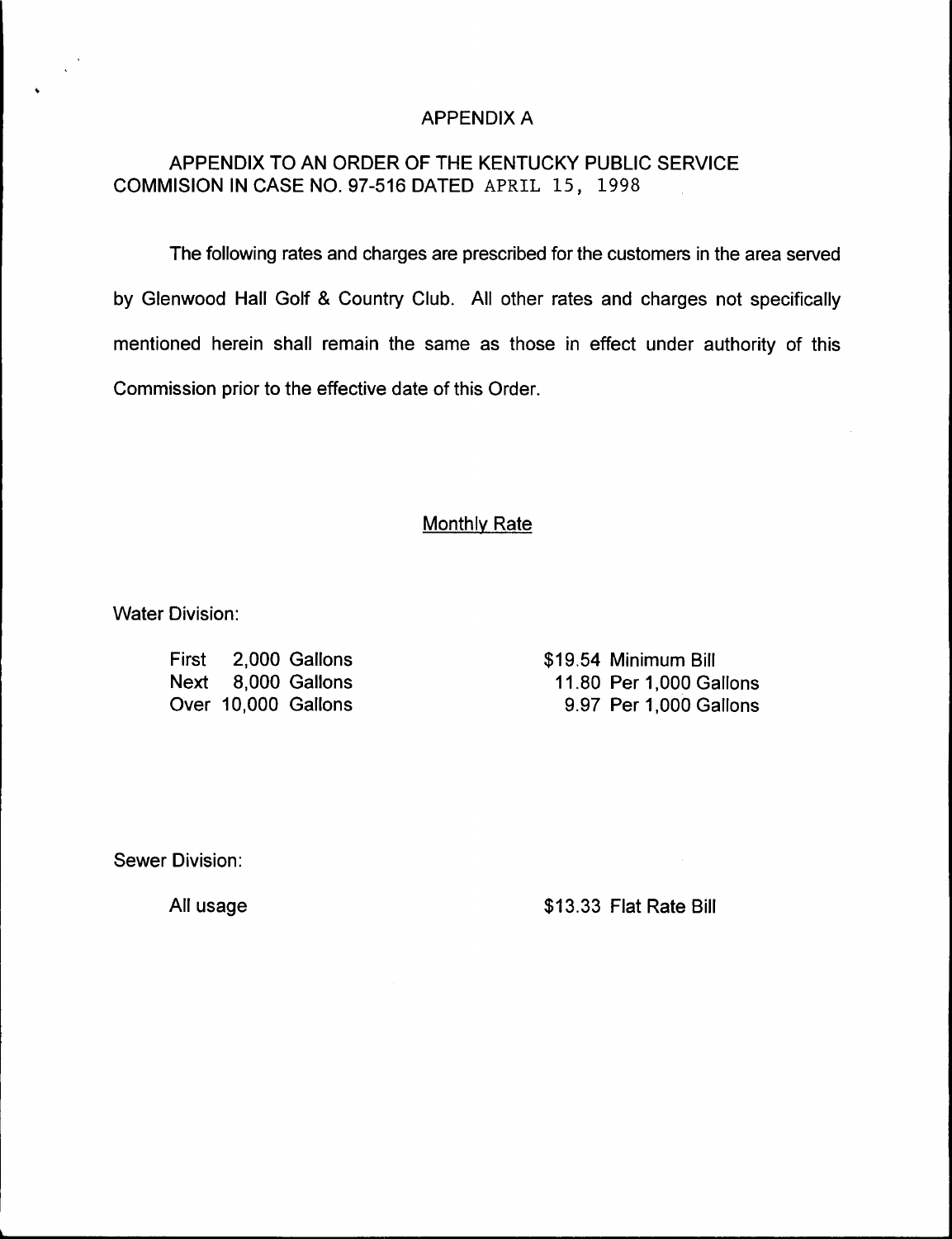# APPENDIX A

## APPENDIX TO AN ORDER OF THE KENTUCKY PUBLIC SERVICE COMMISION IN CASE NO. 97-516 DATED APRIL 15, 1998

The following rates and charges are prescribed for the customers in the area served by Glenwood Hall Golf & Country Club. All other rates and charges not specifically mentioned herein shall remain the same as those in effect under authority of this Commission prior to the effective date of this Order.

### Monthly Rate

Water Division:

| | |
|---|---|
| First 2,000 Gallons | $19.54 Minimum Bill |
| Next 8,000 Gallons | 11.80 Per 1,000 Gallons |
| Over 10,000 Gallons | 9.97 Per 1,000 Gallons |

Sewer Division:

| | |
|---|---|
| All usage | $13.33 Flat Rate Bill |